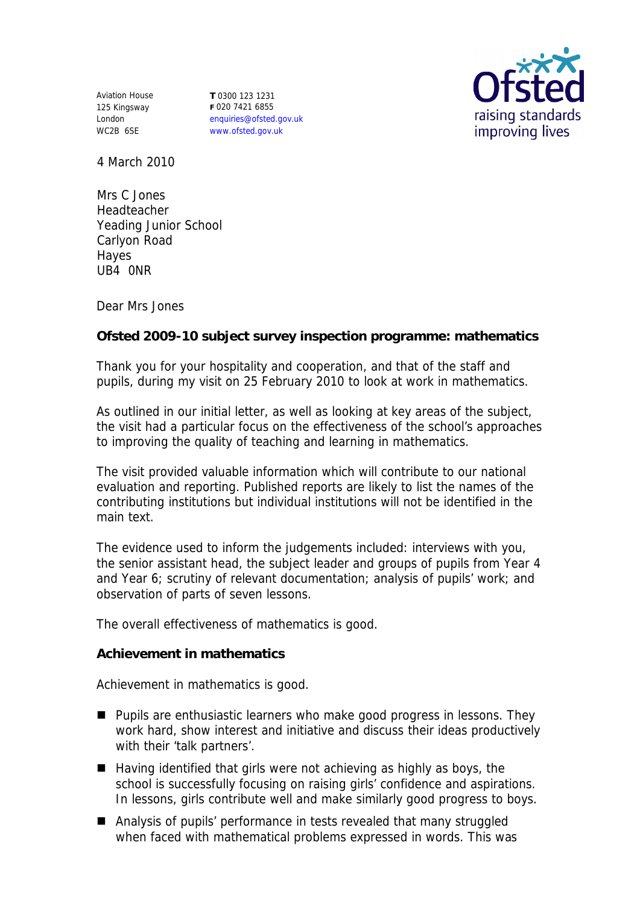Aviation House
125 Kingsway
London
WC2B 6SE

**T** 0300 123 1231
**F** 020 7421 6855
enquiries@ofsted.gov.uk
www.ofsted.gov.uk

4 March 2010

Mrs C Jones
Headteacher
Yeading Junior School
Carlyon Road
Hayes
UB4 0NR

Dear Mrs Jones

**Ofsted 2009-10 subject survey inspection programme: mathematics**

Thank you for your hospitality and cooperation, and that of the staff and pupils, during my visit on 25 February 2010 to look at work in mathematics.

As outlined in our initial letter, as well as looking at key areas of the subject, the visit had a particular focus on the effectiveness of the school's approaches to improving the quality of teaching and learning in mathematics.

The visit provided valuable information which will contribute to our national evaluation and reporting. Published reports are likely to list the names of the contributing institutions but individual institutions will not be identified in the main text.

The evidence used to inform the judgements included: interviews with you, the senior assistant head, the subject leader and groups of pupils from Year 4 and Year 6; scrutiny of relevant documentation; analysis of pupils' work; and observation of parts of seven lessons.

The overall effectiveness of mathematics is good.

**Achievement in mathematics**

Achievement in mathematics is good.

- Pupils are enthusiastic learners who make good progress in lessons. They work hard, show interest and initiative and discuss their ideas productively with their 'talk partners'.
- Having identified that girls were not achieving as highly as boys, the school is successfully focusing on raising girls' confidence and aspirations. In lessons, girls contribute well and make similarly good progress to boys.
- Analysis of pupils' performance in tests revealed that many struggled when faced with mathematical problems expressed in words. This was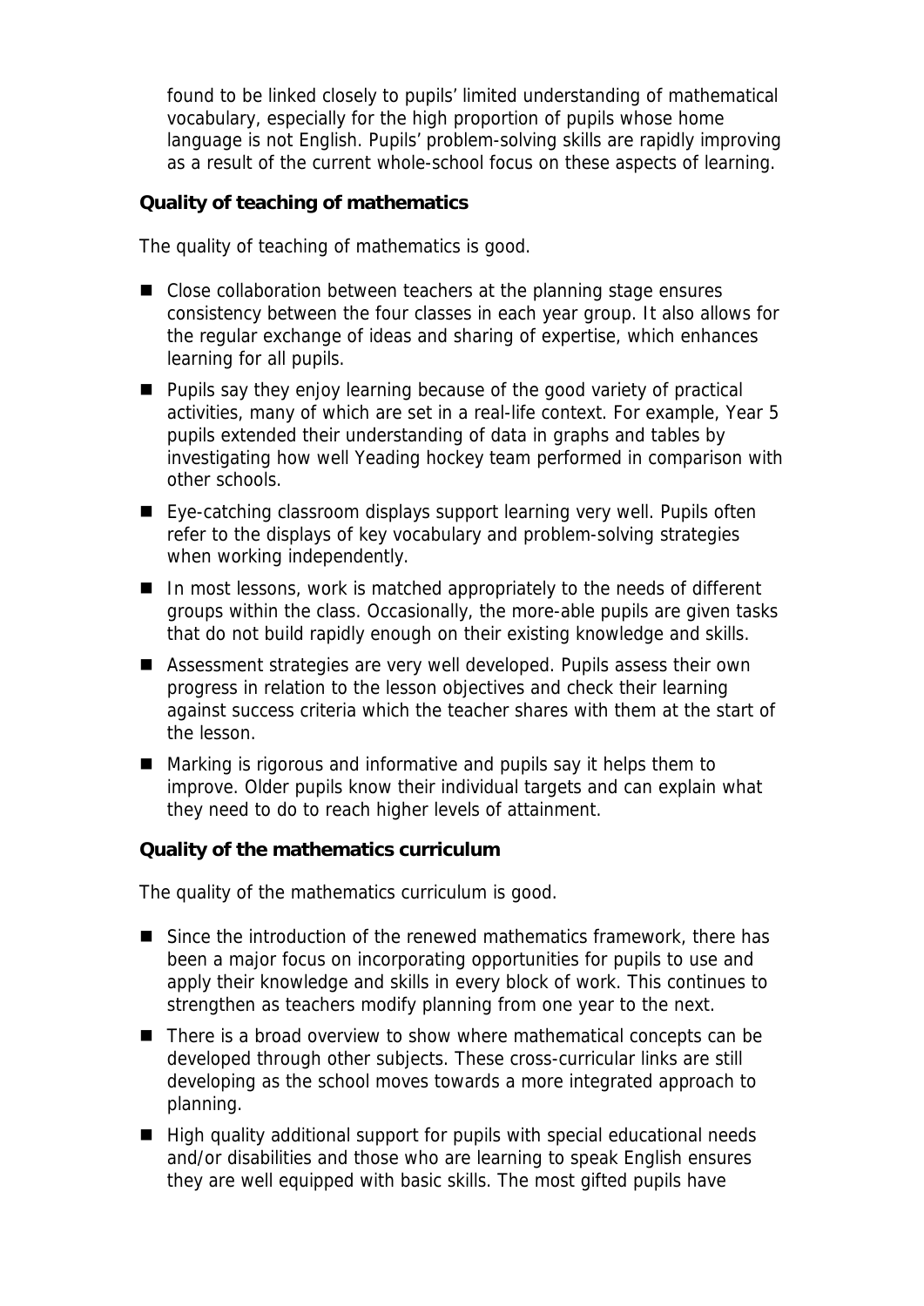found to be linked closely to pupils' limited understanding of mathematical vocabulary, especially for the high proportion of pupils whose home language is not English. Pupils' problem-solving skills are rapidly improving as a result of the current whole-school focus on these aspects of learning.

**Quality of teaching of mathematics**

The quality of teaching of mathematics is good.

- Close collaboration between teachers at the planning stage ensures consistency between the four classes in each year group. It also allows for the regular exchange of ideas and sharing of expertise, which enhances learning for all pupils.
- Pupils say they enjoy learning because of the good variety of practical activities, many of which are set in a real-life context. For example, Year 5 pupils extended their understanding of data in graphs and tables by investigating how well Yeading hockey team performed in comparison with other schools.
- Eye-catching classroom displays support learning very well. Pupils often refer to the displays of key vocabulary and problem-solving strategies when working independently.
- In most lessons, work is matched appropriately to the needs of different groups within the class. Occasionally, the more-able pupils are given tasks that do not build rapidly enough on their existing knowledge and skills.
- Assessment strategies are very well developed. Pupils assess their own progress in relation to the lesson objectives and check their learning against success criteria which the teacher shares with them at the start of the lesson.
- Marking is rigorous and informative and pupils say it helps them to improve. Older pupils know their individual targets and can explain what they need to do to reach higher levels of attainment.

**Quality of the mathematics curriculum**

The quality of the mathematics curriculum is good.

- Since the introduction of the renewed mathematics framework, there has been a major focus on incorporating opportunities for pupils to use and apply their knowledge and skills in every block of work. This continues to strengthen as teachers modify planning from one year to the next.
- There is a broad overview to show where mathematical concepts can be developed through other subjects. These cross-curricular links are still developing as the school moves towards a more integrated approach to planning.
- High quality additional support for pupils with special educational needs and/or disabilities and those who are learning to speak English ensures they are well equipped with basic skills. The most gifted pupils have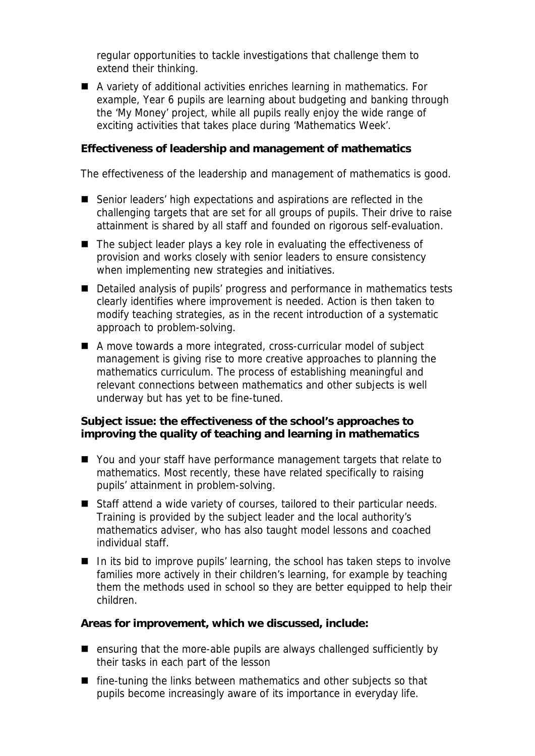regular opportunities to tackle investigations that challenge them to extend their thinking.

- A variety of additional activities enriches learning in mathematics. For example, Year 6 pupils are learning about budgeting and banking through the 'My Money' project, while all pupils really enjoy the wide range of exciting activities that takes place during 'Mathematics Week'.

**Effectiveness of leadership and management of mathematics**

The effectiveness of the leadership and management of mathematics is good.

- Senior leaders' high expectations and aspirations are reflected in the challenging targets that are set for all groups of pupils. Their drive to raise attainment is shared by all staff and founded on rigorous self-evaluation.
- The subject leader plays a key role in evaluating the effectiveness of provision and works closely with senior leaders to ensure consistency when implementing new strategies and initiatives.
- Detailed analysis of pupils' progress and performance in mathematics tests clearly identifies where improvement is needed. Action is then taken to modify teaching strategies, as in the recent introduction of a systematic approach to problem-solving.
- A move towards a more integrated, cross-curricular model of subject management is giving rise to more creative approaches to planning the mathematics curriculum. The process of establishing meaningful and relevant connections between mathematics and other subjects is well underway but has yet to be fine-tuned.

**Subject issue: the effectiveness of the school's approaches to improving the quality of teaching and learning in mathematics**

- You and your staff have performance management targets that relate to mathematics. Most recently, these have related specifically to raising pupils' attainment in problem-solving.
- Staff attend a wide variety of courses, tailored to their particular needs. Training is provided by the subject leader and the local authority's mathematics adviser, who has also taught model lessons and coached individual staff.
- In its bid to improve pupils' learning, the school has taken steps to involve families more actively in their children's learning, for example by teaching them the methods used in school so they are better equipped to help their children.

**Areas for improvement, which we discussed, include:**

- ensuring that the more-able pupils are always challenged sufficiently by their tasks in each part of the lesson
- fine-tuning the links between mathematics and other subjects so that pupils become increasingly aware of its importance in everyday life.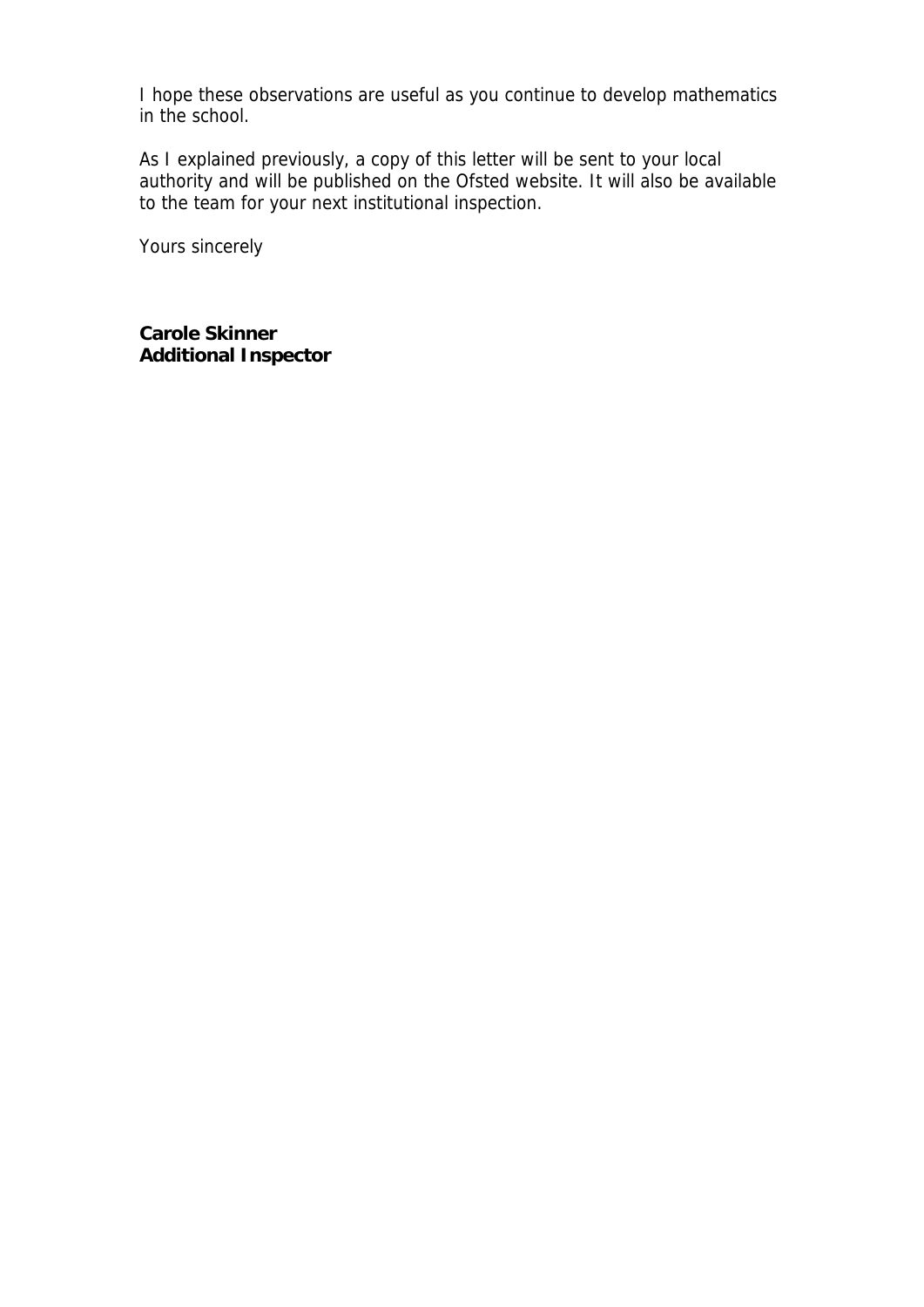I hope these observations are useful as you continue to develop mathematics in the school.

As I explained previously, a copy of this letter will be sent to your local authority and will be published on the Ofsted website. It will also be available to the team for your next institutional inspection.

Yours sincerely

**Carole Skinner**
**Additional Inspector**